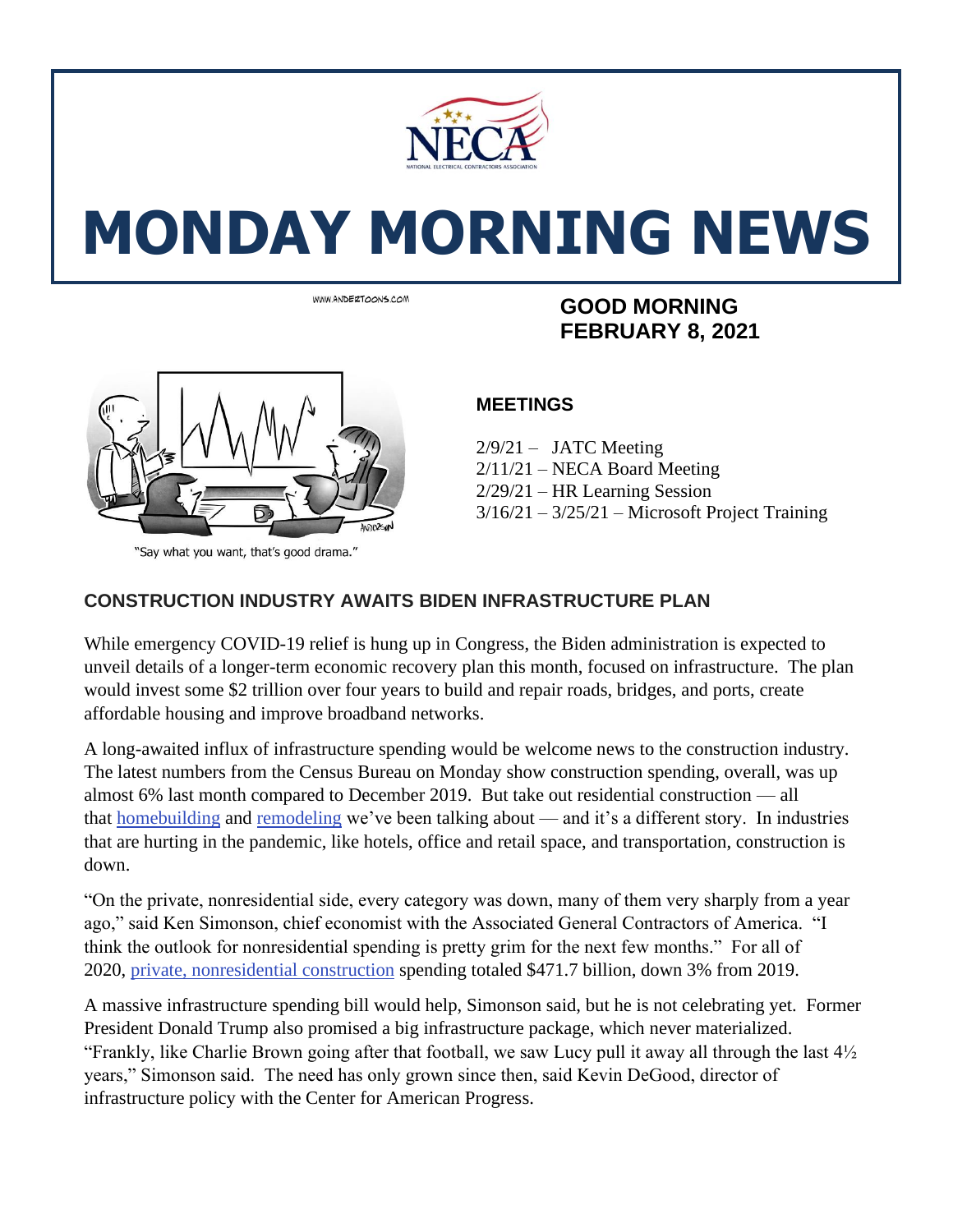# MONDAY MORNING NEWS

WWW.ANDERTOONS.COM

"Say what you want, that's good drama."

**GOOD MORNING**
**FEBRUARY 8, 2021**

### MEETINGS

2/9/21 – JATC Meeting
2/11/21 – NECA Board Meeting
2/29/21 – HR Learning Session
3/16/21 – 3/25/21 – Microsoft Project Training

## CONSTRUCTION INDUSTRY AWAITS BIDEN INFRASTRUCTURE PLAN

While emergency COVID-19 relief is hung up in Congress, the Biden administration is expected to unveil details of a longer-term economic recovery plan this month, focused on infrastructure. The plan would invest some $2 trillion over four years to build and repair roads, bridges, and ports, create affordable housing and improve broadband networks.

A long-awaited influx of infrastructure spending would be welcome news to the construction industry. The latest numbers from the Census Bureau on Monday show construction spending, overall, was up almost 6% last month compared to December 2019. But take out residential construction — all that homebuilding and remodeling we've been talking about — and it's a different story. In industries that are hurting in the pandemic, like hotels, office and retail space, and transportation, construction is down.

"On the private, nonresidential side, every category was down, many of them very sharply from a year ago," said Ken Simonson, chief economist with the Associated General Contractors of America. "I think the outlook for nonresidential spending is pretty grim for the next few months." For all of 2020, private, nonresidential construction spending totaled $471.7 billion, down 3% from 2019.

A massive infrastructure spending bill would help, Simonson said, but he is not celebrating yet. Former President Donald Trump also promised a big infrastructure package, which never materialized. "Frankly, like Charlie Brown going after that football, we saw Lucy pull it away all through the last 4½ years," Simonson said. The need has only grown since then, said Kevin DeGood, director of infrastructure policy with the Center for American Progress.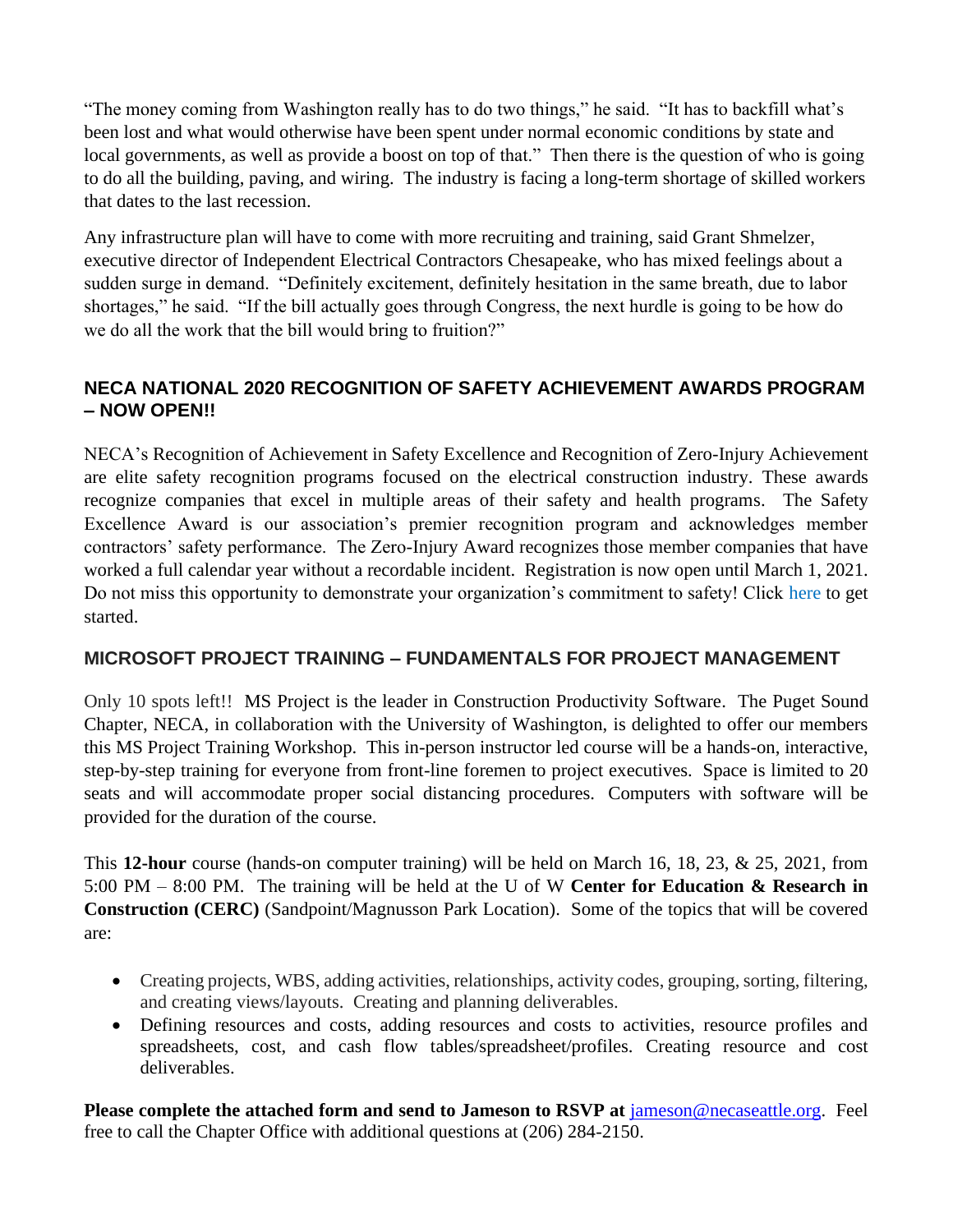"The money coming from Washington really has to do two things," he said. "It has to backfill what's been lost and what would otherwise have been spent under normal economic conditions by state and local governments, as well as provide a boost on top of that." Then there is the question of who is going to do all the building, paving, and wiring. The industry is facing a long-term shortage of skilled workers that dates to the last recession.

Any infrastructure plan will have to come with more recruiting and training, said Grant Shmelzer, executive director of Independent Electrical Contractors Chesapeake, who has mixed feelings about a sudden surge in demand. "Definitely excitement, definitely hesitation in the same breath, due to labor shortages," he said. "If the bill actually goes through Congress, the next hurdle is going to be how do we do all the work that the bill would bring to fruition?"

## NECA NATIONAL 2020 RECOGNITION OF SAFETY ACHIEVEMENT AWARDS PROGRAM – NOW OPEN!!

NECA's Recognition of Achievement in Safety Excellence and Recognition of Zero-Injury Achievement are elite safety recognition programs focused on the electrical construction industry. These awards recognize companies that excel in multiple areas of their safety and health programs. The Safety Excellence Award is our association's premier recognition program and acknowledges member contractors' safety performance. The Zero-Injury Award recognizes those member companies that have worked a full calendar year without a recordable incident. Registration is now open until March 1, 2021. Do not miss this opportunity to demonstrate your organization's commitment to safety! Click here to get started.

## MICROSOFT PROJECT TRAINING – FUNDAMENTALS FOR PROJECT MANAGEMENT

Only 10 spots left!! MS Project is the leader in Construction Productivity Software. The Puget Sound Chapter, NECA, in collaboration with the University of Washington, is delighted to offer our members this MS Project Training Workshop. This in-person instructor led course will be a hands-on, interactive, step-by-step training for everyone from front-line foremen to project executives. Space is limited to 20 seats and will accommodate proper social distancing procedures. Computers with software will be provided for the duration of the course.

This **12-hour** course (hands-on computer training) will be held on March 16, 18, 23, & 25, 2021, from 5:00 PM – 8:00 PM. The training will be held at the U of W **Center for Education & Research in Construction (CERC)** (Sandpoint/Magnusson Park Location). Some of the topics that will be covered are:

- Creating projects, WBS, adding activities, relationships, activity codes, grouping, sorting, filtering, and creating views/layouts. Creating and planning deliverables.
- Defining resources and costs, adding resources and costs to activities, resource profiles and spreadsheets, cost, and cash flow tables/spreadsheet/profiles. Creating resource and cost deliverables.

**Please complete the attached form and send to Jameson to RSVP at** jameson@necaseattle.org. Feel free to call the Chapter Office with additional questions at (206) 284-2150.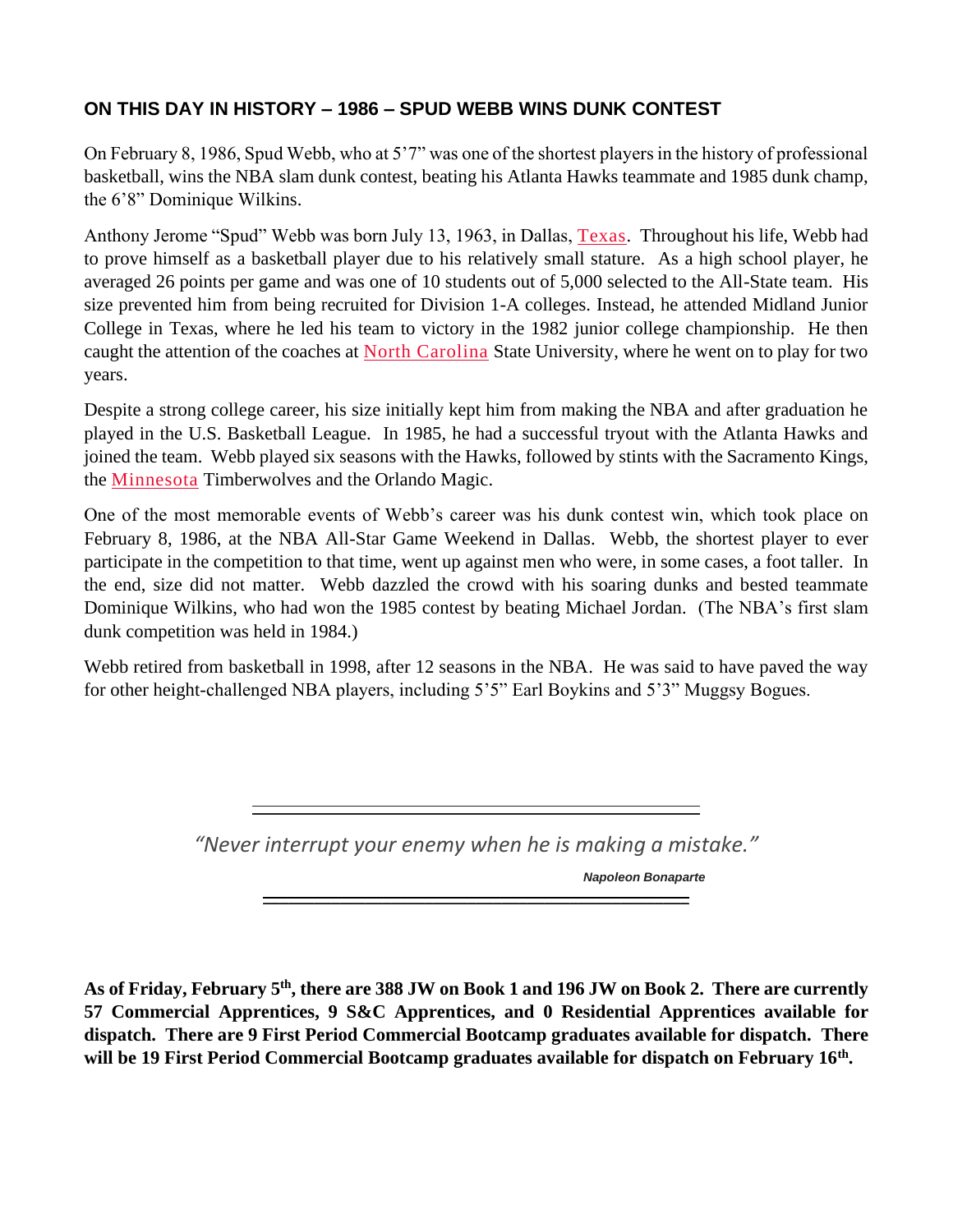## ON THIS DAY IN HISTORY – 1986 – SPUD WEBB WINS DUNK CONTEST

On February 8, 1986, Spud Webb, who at 5'7" was one of the shortest players in the history of professional basketball, wins the NBA slam dunk contest, beating his Atlanta Hawks teammate and 1985 dunk champ, the 6'8" Dominique Wilkins.

Anthony Jerome "Spud" Webb was born July 13, 1963, in Dallas, Texas. Throughout his life, Webb had to prove himself as a basketball player due to his relatively small stature. As a high school player, he averaged 26 points per game and was one of 10 students out of 5,000 selected to the All-State team. His size prevented him from being recruited for Division 1-A colleges. Instead, he attended Midland Junior College in Texas, where he led his team to victory in the 1982 junior college championship. He then caught the attention of the coaches at North Carolina State University, where he went on to play for two years.

Despite a strong college career, his size initially kept him from making the NBA and after graduation he played in the U.S. Basketball League. In 1985, he had a successful tryout with the Atlanta Hawks and joined the team. Webb played six seasons with the Hawks, followed by stints with the Sacramento Kings, the Minnesota Timberwolves and the Orlando Magic.

One of the most memorable events of Webb's career was his dunk contest win, which took place on February 8, 1986, at the NBA All-Star Game Weekend in Dallas. Webb, the shortest player to ever participate in the competition to that time, went up against men who were, in some cases, a foot taller. In the end, size did not matter. Webb dazzled the crowd with his soaring dunks and bested teammate Dominique Wilkins, who had won the 1985 contest by beating Michael Jordan. (The NBA's first slam dunk competition was held in 1984.)

Webb retired from basketball in 1998, after 12 seasons in the NBA. He was said to have paved the way for other height-challenged NBA players, including 5'5" Earl Boykins and 5'3" Muggsy Bogues.

---

*"Never interrupt your enemy when he is making a mistake."*

***Napoleon Bonaparte***

---

**As of Friday, February 5th, there are 388 JW on Book 1 and 196 JW on Book 2. There are currently 57 Commercial Apprentices, 9 S&C Apprentices, and 0 Residential Apprentices available for dispatch. There are 9 First Period Commercial Bootcamp graduates available for dispatch. There will be 19 First Period Commercial Bootcamp graduates available for dispatch on February 16th.**